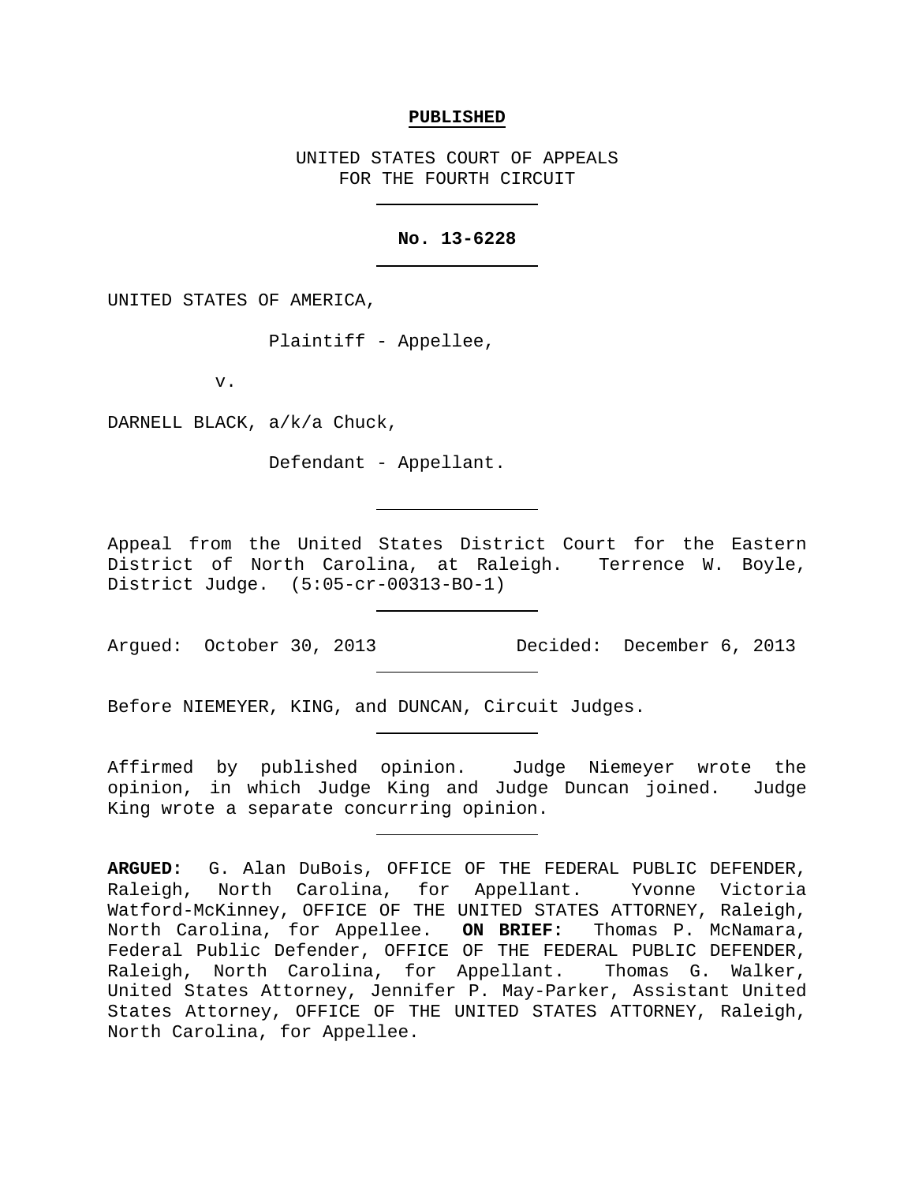**PUBLISHED**

UNITED STATES COURT OF APPEALS
FOR THE FOURTH CIRCUIT

---

**No. 13-6228**

---

UNITED STATES OF AMERICA,

Plaintiff - Appellee,

v.

DARNELL BLACK, a/k/a Chuck,

Defendant - Appellant.

---

Appeal from the United States District Court for the Eastern District of North Carolina, at Raleigh. Terrence W. Boyle, District Judge. (5:05-cr-00313-BO-1)

---

Argued: October 30, 2013 Decided: December 6, 2013

---

Before NIEMEYER, KING, and DUNCAN, Circuit Judges.

---

Affirmed by published opinion. Judge Niemeyer wrote the opinion, in which Judge King and Judge Duncan joined. Judge King wrote a separate concurring opinion.

---

**ARGUED:** G. Alan DuBois, OFFICE OF THE FEDERAL PUBLIC DEFENDER, Raleigh, North Carolina, for Appellant. Yvonne Victoria Watford-McKinney, OFFICE OF THE UNITED STATES ATTORNEY, Raleigh, North Carolina, for Appellee. **ON BRIEF:** Thomas P. McNamara, Federal Public Defender, OFFICE OF THE FEDERAL PUBLIC DEFENDER, Raleigh, North Carolina, for Appellant. Thomas G. Walker, United States Attorney, Jennifer P. May-Parker, Assistant United States Attorney, OFFICE OF THE UNITED STATES ATTORNEY, Raleigh, North Carolina, for Appellee.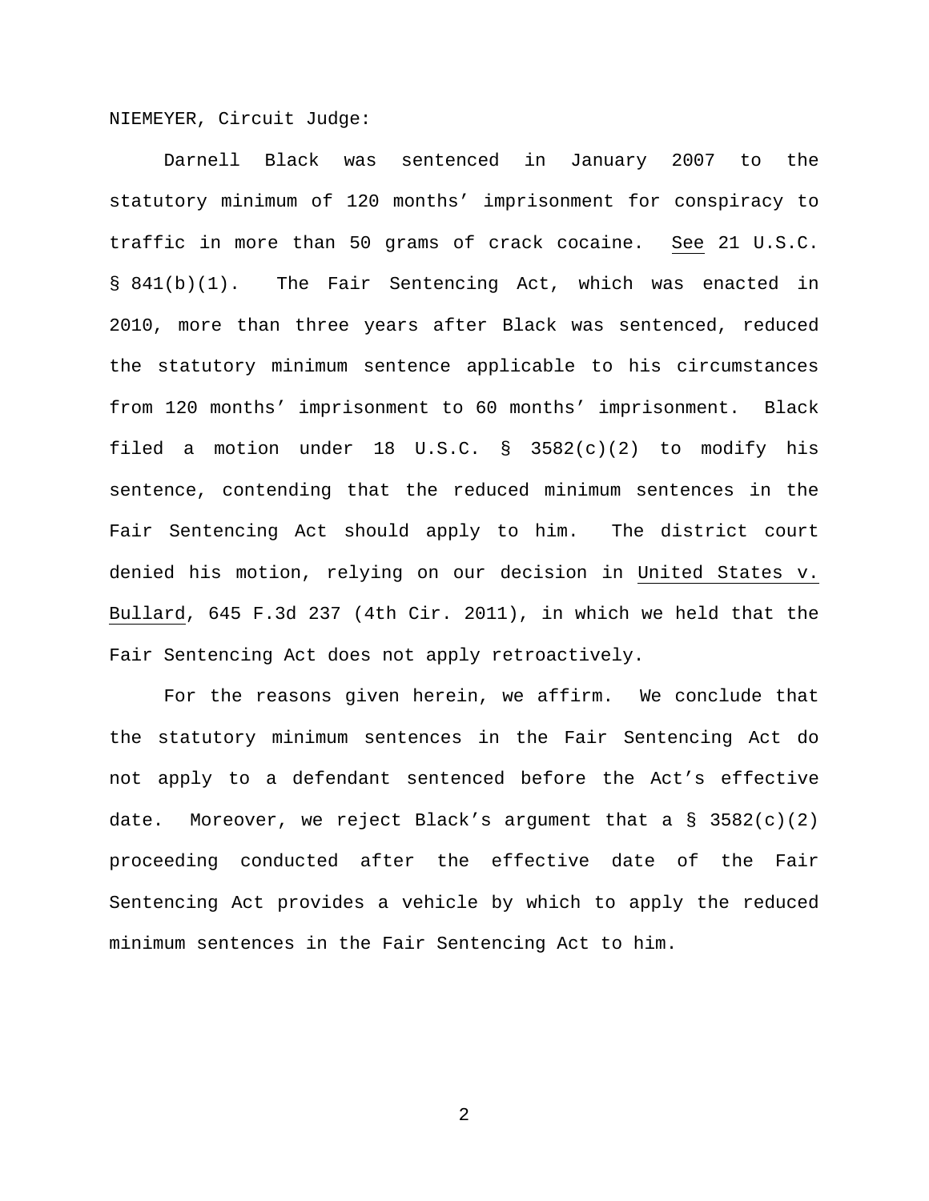NIEMEYER, Circuit Judge:

Darnell Black was sentenced in January 2007 to the statutory minimum of 120 months' imprisonment for conspiracy to traffic in more than 50 grams of crack cocaine. See 21 U.S.C. § 841(b)(1). The Fair Sentencing Act, which was enacted in 2010, more than three years after Black was sentenced, reduced the statutory minimum sentence applicable to his circumstances from 120 months' imprisonment to 60 months' imprisonment. Black filed a motion under 18 U.S.C. § 3582(c)(2) to modify his sentence, contending that the reduced minimum sentences in the Fair Sentencing Act should apply to him. The district court denied his motion, relying on our decision in United States v. Bullard, 645 F.3d 237 (4th Cir. 2011), in which we held that the Fair Sentencing Act does not apply retroactively.

For the reasons given herein, we affirm. We conclude that the statutory minimum sentences in the Fair Sentencing Act do not apply to a defendant sentenced before the Act's effective date. Moreover, we reject Black's argument that a § 3582(c)(2) proceeding conducted after the effective date of the Fair Sentencing Act provides a vehicle by which to apply the reduced minimum sentences in the Fair Sentencing Act to him.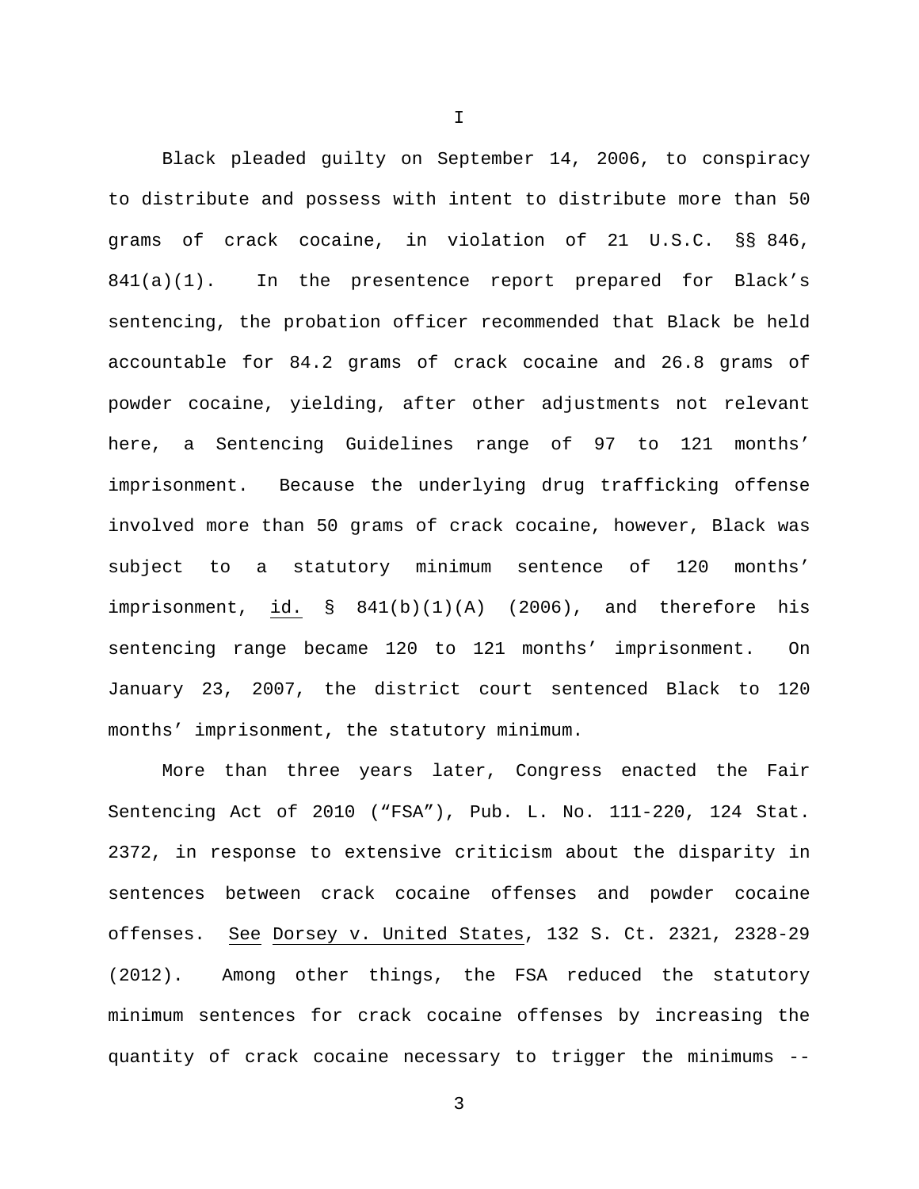# I

Black pleaded guilty on September 14, 2006, to conspiracy to distribute and possess with intent to distribute more than 50 grams of crack cocaine, in violation of 21 U.S.C. §§ 846, 841(a)(1). In the presentence report prepared for Black's sentencing, the probation officer recommended that Black be held accountable for 84.2 grams of crack cocaine and 26.8 grams of powder cocaine, yielding, after other adjustments not relevant here, a Sentencing Guidelines range of 97 to 121 months' imprisonment. Because the underlying drug trafficking offense involved more than 50 grams of crack cocaine, however, Black was subject to a statutory minimum sentence of 120 months' imprisonment, id. § 841(b)(1)(A) (2006), and therefore his sentencing range became 120 to 121 months' imprisonment. On January 23, 2007, the district court sentenced Black to 120 months' imprisonment, the statutory minimum.

More than three years later, Congress enacted the Fair Sentencing Act of 2010 ("FSA"), Pub. L. No. 111-220, 124 Stat. 2372, in response to extensive criticism about the disparity in sentences between crack cocaine offenses and powder cocaine offenses. See Dorsey v. United States, 132 S. Ct. 2321, 2328-29 (2012). Among other things, the FSA reduced the statutory minimum sentences for crack cocaine offenses by increasing the quantity of crack cocaine necessary to trigger the minimums --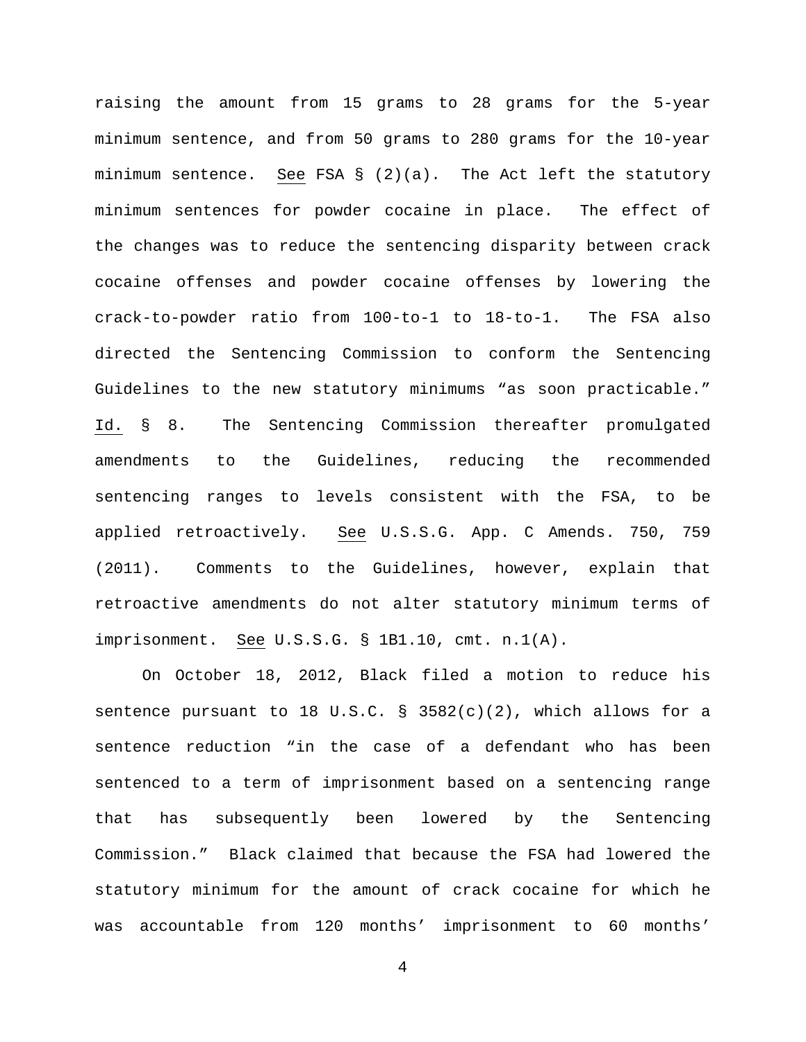raising the amount from 15 grams to 28 grams for the 5-year minimum sentence, and from 50 grams to 280 grams for the 10-year minimum sentence. See FSA § (2)(a). The Act left the statutory minimum sentences for powder cocaine in place. The effect of the changes was to reduce the sentencing disparity between crack cocaine offenses and powder cocaine offenses by lowering the crack-to-powder ratio from 100-to-1 to 18-to-1. The FSA also directed the Sentencing Commission to conform the Sentencing Guidelines to the new statutory minimums "as soon practicable." Id. § 8. The Sentencing Commission thereafter promulgated amendments to the Guidelines, reducing the recommended sentencing ranges to levels consistent with the FSA, to be applied retroactively. See U.S.S.G. App. C Amends. 750, 759 (2011). Comments to the Guidelines, however, explain that retroactive amendments do not alter statutory minimum terms of imprisonment. See U.S.S.G. § 1B1.10, cmt. n.1(A).

On October 18, 2012, Black filed a motion to reduce his sentence pursuant to 18 U.S.C. § 3582(c)(2), which allows for a sentence reduction "in the case of a defendant who has been sentenced to a term of imprisonment based on a sentencing range that has subsequently been lowered by the Sentencing Commission." Black claimed that because the FSA had lowered the statutory minimum for the amount of crack cocaine for which he was accountable from 120 months' imprisonment to 60 months'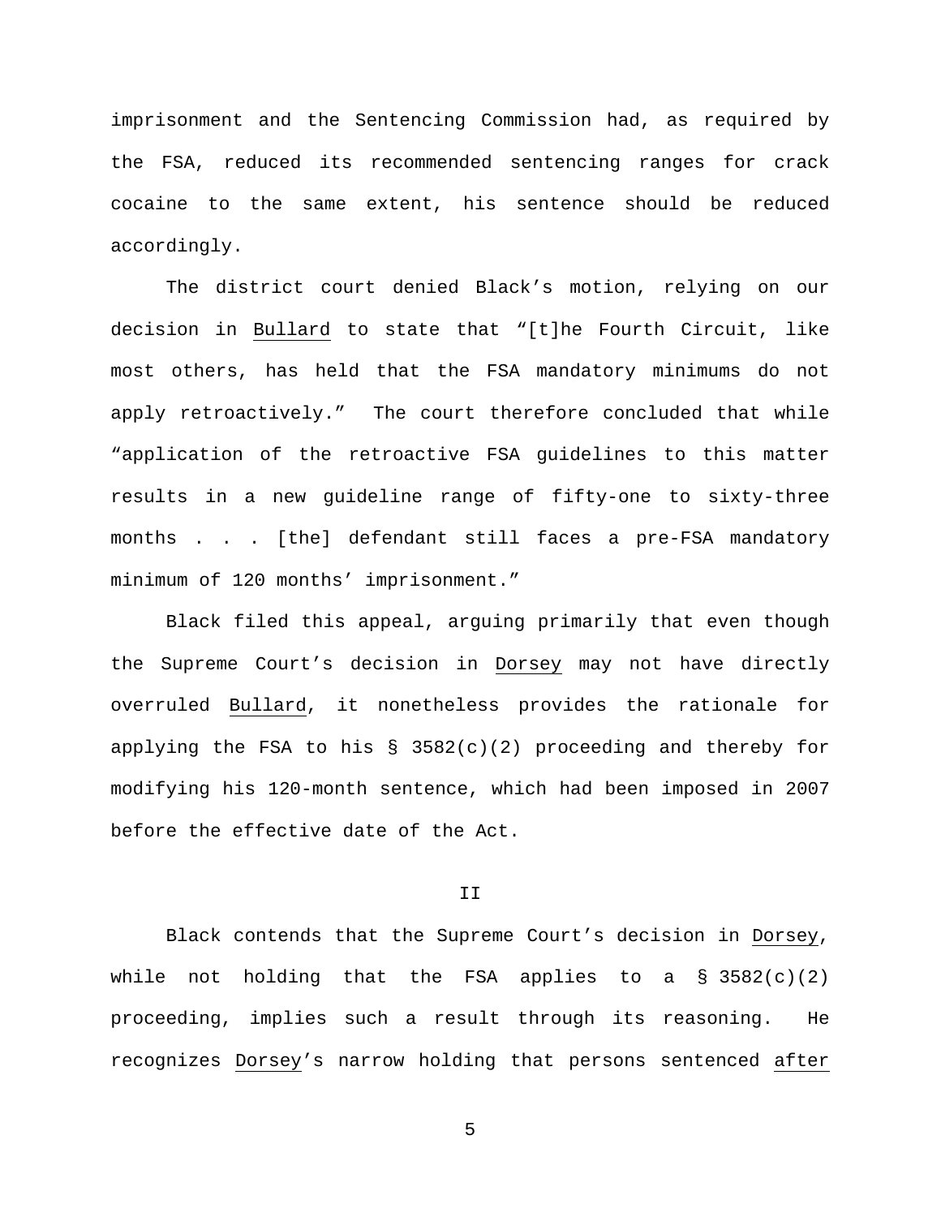imprisonment and the Sentencing Commission had, as required by the FSA, reduced its recommended sentencing ranges for crack cocaine to the same extent, his sentence should be reduced accordingly.

The district court denied Black's motion, relying on our decision in Bullard to state that "[t]he Fourth Circuit, like most others, has held that the FSA mandatory minimums do not apply retroactively." The court therefore concluded that while "application of the retroactive FSA guidelines to this matter results in a new guideline range of fifty-one to sixty-three months . . . [the] defendant still faces a pre-FSA mandatory minimum of 120 months' imprisonment."

Black filed this appeal, arguing primarily that even though the Supreme Court's decision in Dorsey may not have directly overruled Bullard, it nonetheless provides the rationale for applying the FSA to his § 3582(c)(2) proceeding and thereby for modifying his 120-month sentence, which had been imposed in 2007 before the effective date of the Act.

## II

Black contends that the Supreme Court's decision in Dorsey, while not holding that the FSA applies to a § 3582(c)(2) proceeding, implies such a result through its reasoning. He recognizes Dorsey's narrow holding that persons sentenced after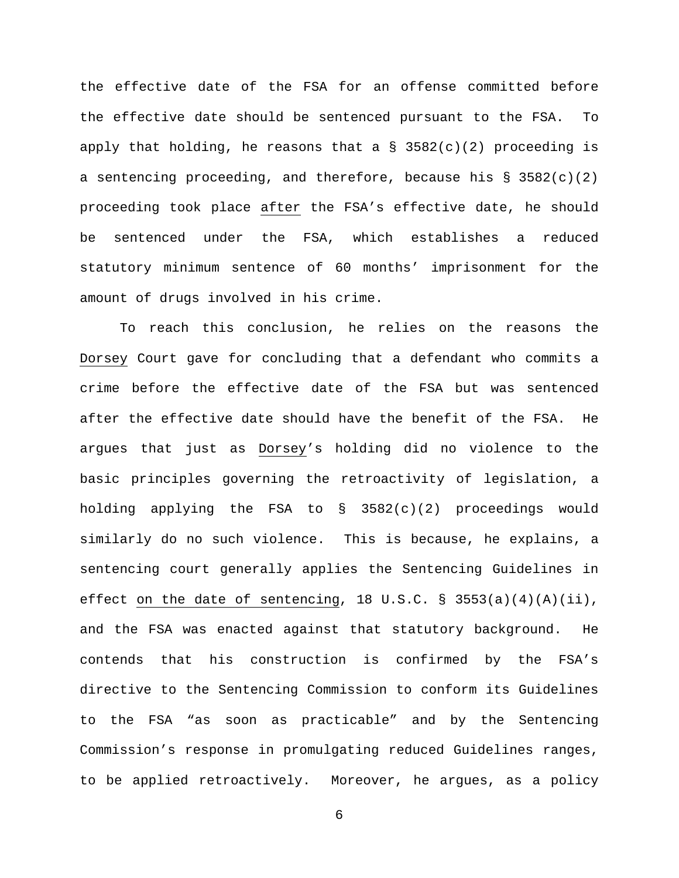the effective date of the FSA for an offense committed before the effective date should be sentenced pursuant to the FSA. To apply that holding, he reasons that a § 3582(c)(2) proceeding is a sentencing proceeding, and therefore, because his § 3582(c)(2) proceeding took place <u>after</u> the FSA's effective date, he should be sentenced under the FSA, which establishes a reduced statutory minimum sentence of 60 months' imprisonment for the amount of drugs involved in his crime.

To reach this conclusion, he relies on the reasons the <u>Dorsey</u> Court gave for concluding that a defendant who commits a crime before the effective date of the FSA but was sentenced after the effective date should have the benefit of the FSA. He argues that just as <u>Dorsey</u>'s holding did no violence to the basic principles governing the retroactivity of legislation, a holding applying the FSA to § 3582(c)(2) proceedings would similarly do no such violence. This is because, he explains, a sentencing court generally applies the Sentencing Guidelines in effect <u>on the date of sentencing</u>, 18 U.S.C. § 3553(a)(4)(A)(ii), and the FSA was enacted against that statutory background. He contends that his construction is confirmed by the FSA's directive to the Sentencing Commission to conform its Guidelines to the FSA "as soon as practicable" and by the Sentencing Commission's response in promulgating reduced Guidelines ranges, to be applied retroactively. Moreover, he argues, as a policy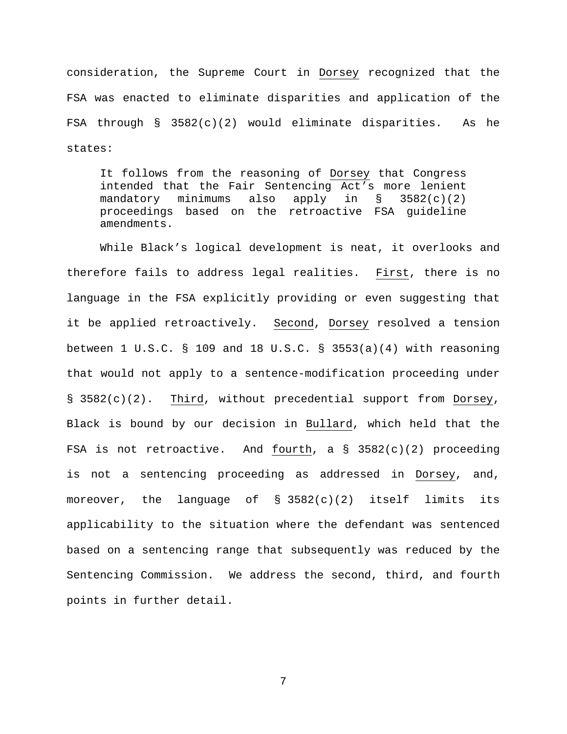consideration, the Supreme Court in Dorsey recognized that the FSA was enacted to eliminate disparities and application of the FSA through § 3582(c)(2) would eliminate disparities. As he states:

> It follows from the reasoning of Dorsey that Congress intended that the Fair Sentencing Act's more lenient mandatory minimums also apply in § 3582(c)(2) proceedings based on the retroactive FSA guideline amendments.

While Black's logical development is neat, it overlooks and therefore fails to address legal realities. First, there is no language in the FSA explicitly providing or even suggesting that it be applied retroactively. Second, Dorsey resolved a tension between 1 U.S.C. § 109 and 18 U.S.C. § 3553(a)(4) with reasoning that would not apply to a sentence-modification proceeding under § 3582(c)(2). Third, without precedential support from Dorsey, Black is bound by our decision in Bullard, which held that the FSA is not retroactive. And fourth, a § 3582(c)(2) proceeding is not a sentencing proceeding as addressed in Dorsey, and, moreover, the language of § 3582(c)(2) itself limits its applicability to the situation where the defendant was sentenced based on a sentencing range that subsequently was reduced by the Sentencing Commission. We address the second, third, and fourth points in further detail.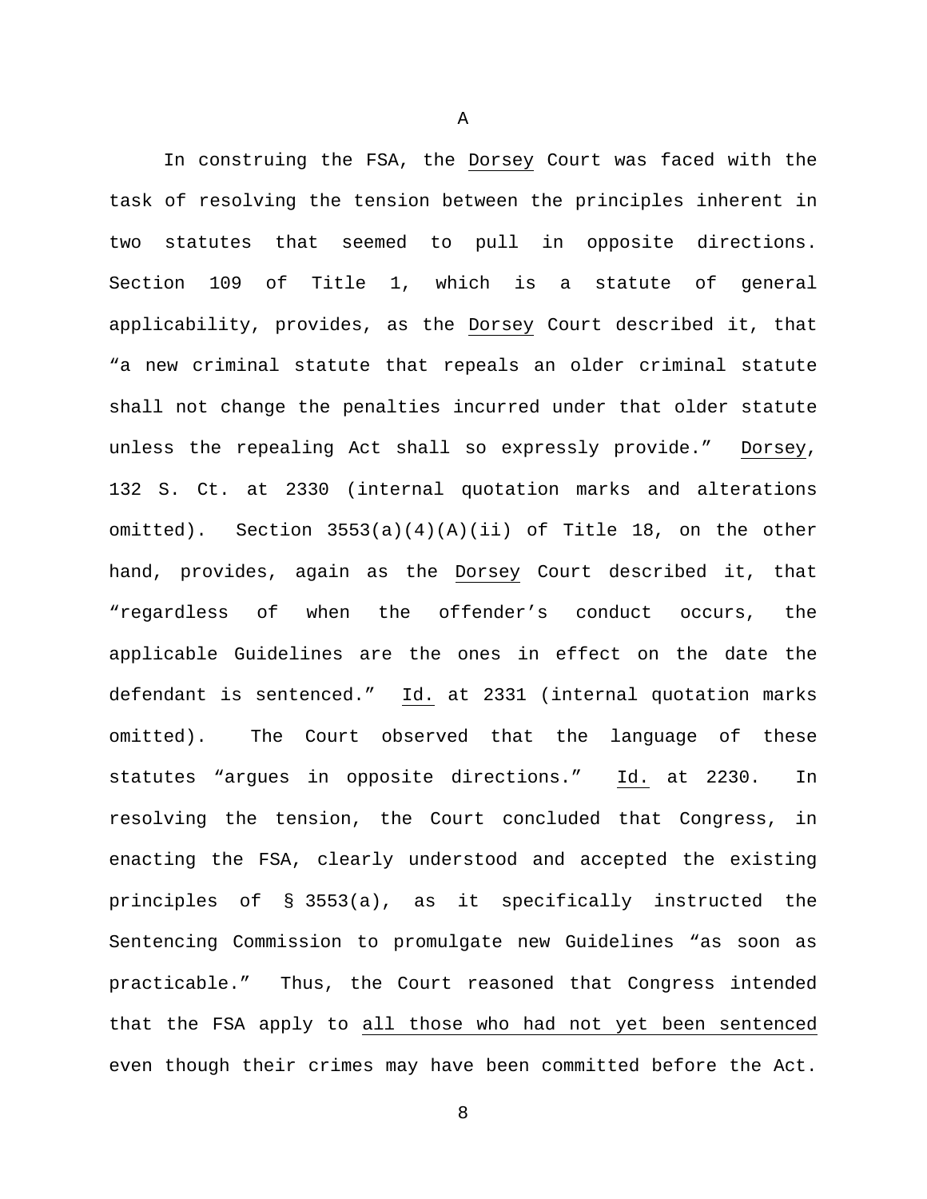A

In construing the FSA, the Dorsey Court was faced with the task of resolving the tension between the principles inherent in two statutes that seemed to pull in opposite directions. Section 109 of Title 1, which is a statute of general applicability, provides, as the Dorsey Court described it, that "a new criminal statute that repeals an older criminal statute shall not change the penalties incurred under that older statute unless the repealing Act shall so expressly provide." Dorsey, 132 S. Ct. at 2330 (internal quotation marks and alterations omitted). Section 3553(a)(4)(A)(ii) of Title 18, on the other hand, provides, again as the Dorsey Court described it, that "regardless of when the offender's conduct occurs, the applicable Guidelines are the ones in effect on the date the defendant is sentenced." Id. at 2331 (internal quotation marks omitted). The Court observed that the language of these statutes "argues in opposite directions." Id. at 2230. In resolving the tension, the Court concluded that Congress, in enacting the FSA, clearly understood and accepted the existing principles of § 3553(a), as it specifically instructed the Sentencing Commission to promulgate new Guidelines "as soon as practicable." Thus, the Court reasoned that Congress intended that the FSA apply to <u>all those who had not yet been sentenced</u> even though their crimes may have been committed before the Act.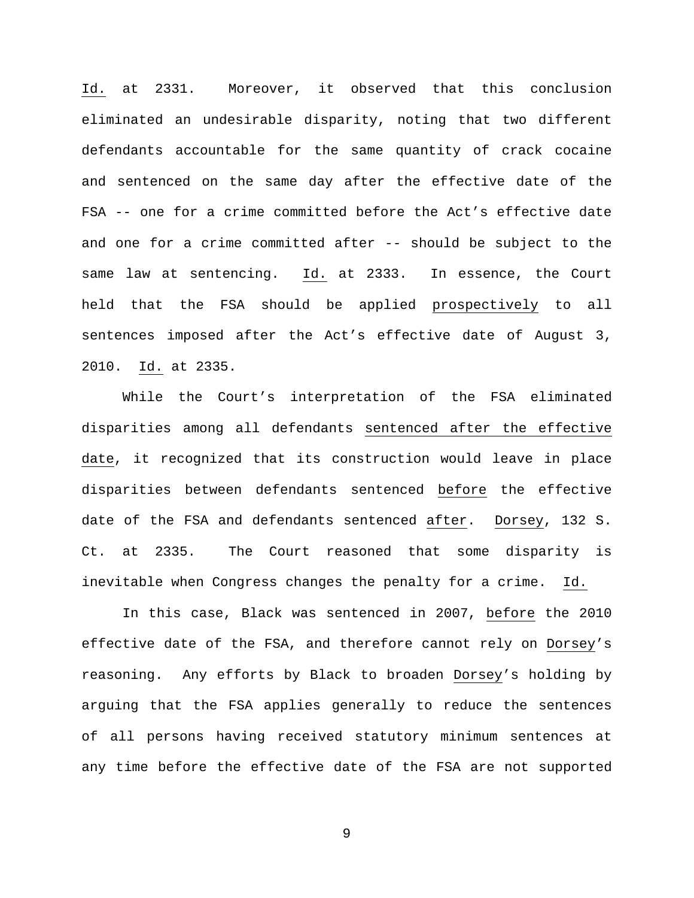*Id.* at 2331. Moreover, it observed that this conclusion eliminated an undesirable disparity, noting that two different defendants accountable for the same quantity of crack cocaine and sentenced on the same day after the effective date of the FSA -- one for a crime committed before the Act's effective date and one for a crime committed after -- should be subject to the same law at sentencing. *Id.* at 2333. In essence, the Court held that the FSA should be applied *prospectively* to all sentences imposed after the Act's effective date of August 3, 2010. *Id.* at 2335.

While the Court's interpretation of the FSA eliminated disparities among all defendants *sentenced after the effective date*, it recognized that its construction would leave in place disparities between defendants sentenced *before* the effective date of the FSA and defendants sentenced *after*. *Dorsey*, 132 S. Ct. at 2335. The Court reasoned that some disparity is inevitable when Congress changes the penalty for a crime. *Id.*

In this case, Black was sentenced in 2007, *before* the 2010 effective date of the FSA, and therefore cannot rely on *Dorsey*'s reasoning. Any efforts by Black to broaden *Dorsey*'s holding by arguing that the FSA applies generally to reduce the sentences of all persons having received statutory minimum sentences at any time before the effective date of the FSA are not supported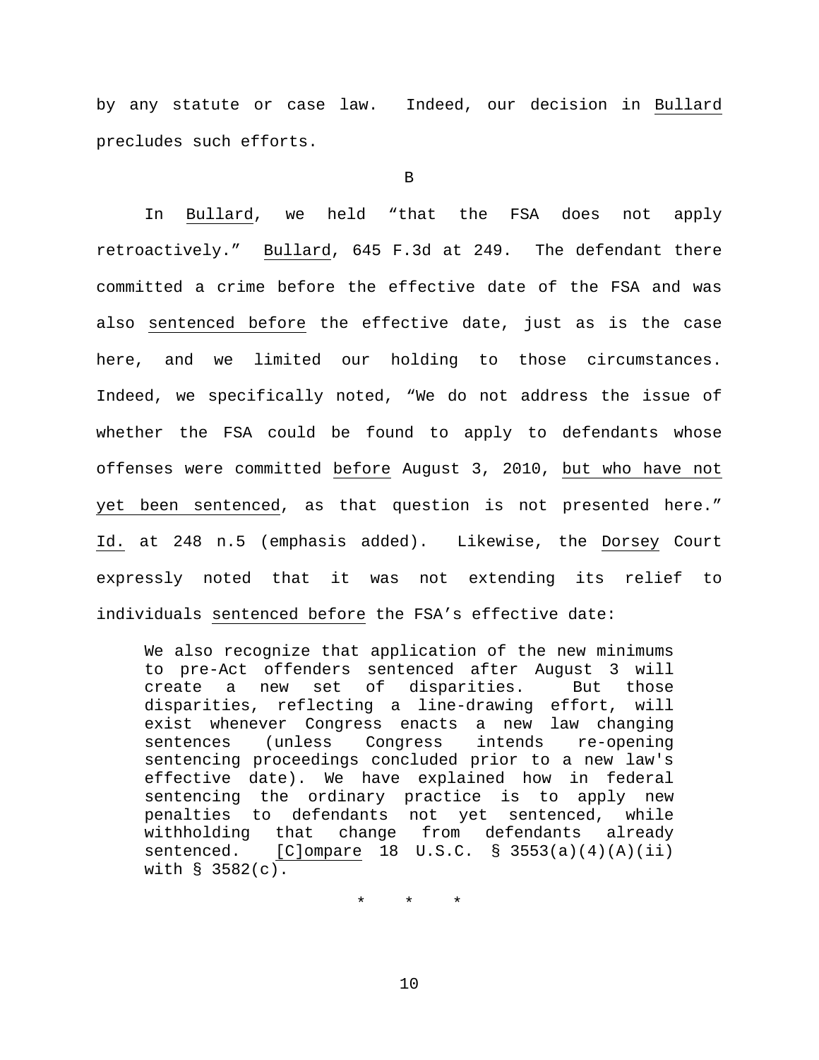by any statute or case law. Indeed, our decision in Bullard precludes such efforts.

B

In Bullard, we held "that the FSA does not apply retroactively." Bullard, 645 F.3d at 249. The defendant there committed a crime before the effective date of the FSA and was also sentenced before the effective date, just as is the case here, and we limited our holding to those circumstances. Indeed, we specifically noted, "We do not address the issue of whether the FSA could be found to apply to defendants whose offenses were committed before August 3, 2010, but who have not yet been sentenced, as that question is not presented here." Id. at 248 n.5 (emphasis added). Likewise, the Dorsey Court expressly noted that it was not extending its relief to individuals sentenced before the FSA's effective date:

> We also recognize that application of the new minimums to pre-Act offenders sentenced after August 3 will create a new set of disparities. But those disparities, reflecting a line-drawing effort, will exist whenever Congress enacts a new law changing sentences (unless Congress intends re-opening sentencing proceedings concluded prior to a new law's effective date). We have explained how in federal sentencing the ordinary practice is to apply new penalties to defendants not yet sentenced, while withholding that change from defendants already sentenced. [C]ompare 18 U.S.C. § 3553(a)(4)(A)(ii) with § 3582(c).

\* \* \*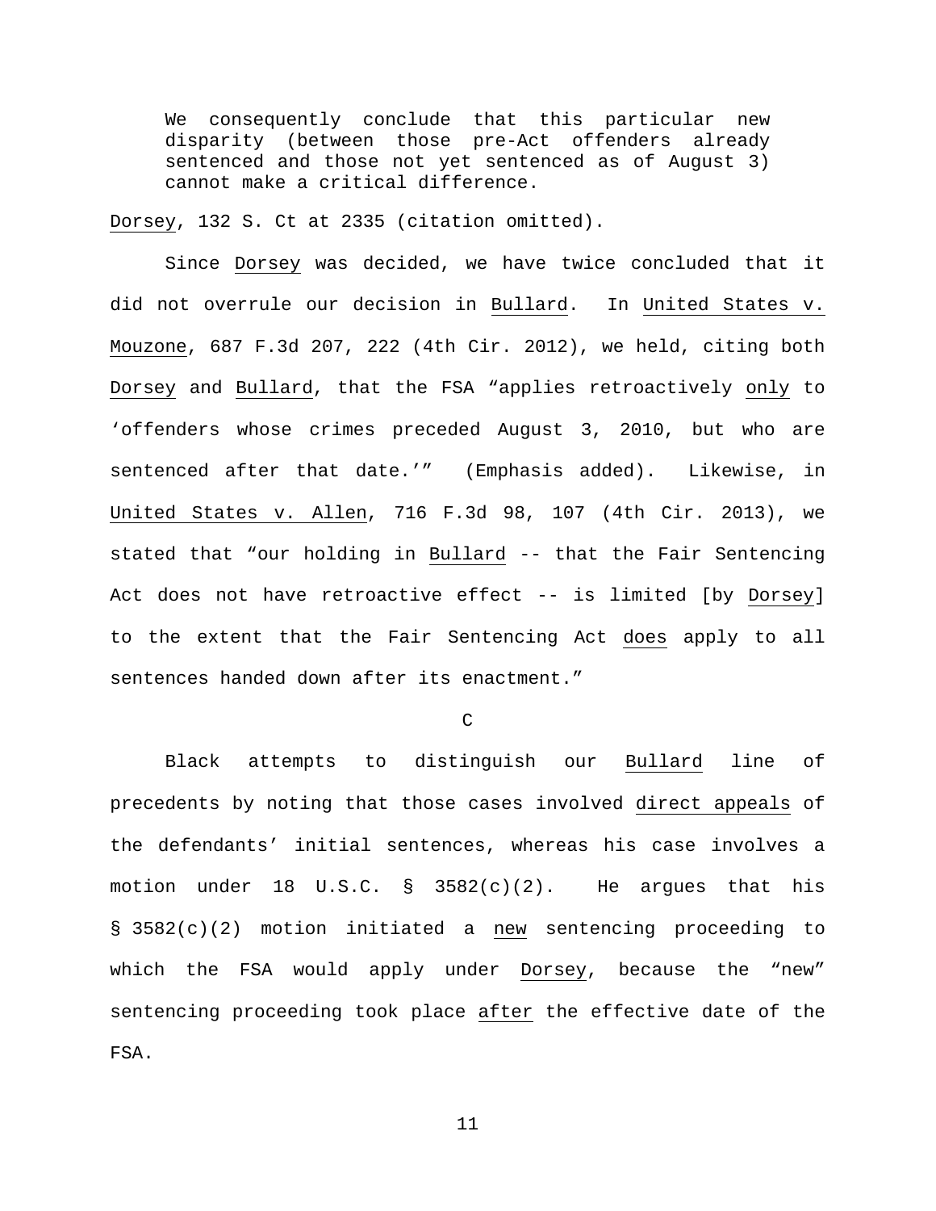> We consequently conclude that this particular new disparity (between those pre-Act offenders already sentenced and those not yet sentenced as of August 3) cannot make a critical difference.

Dorsey, 132 S. Ct at 2335 (citation omitted).

Since Dorsey was decided, we have twice concluded that it did not overrule our decision in Bullard. In United States v. Mouzone, 687 F.3d 207, 222 (4th Cir. 2012), we held, citing both Dorsey and Bullard, that the FSA "applies retroactively only to 'offenders whose crimes preceded August 3, 2010, but who are sentenced after that date.'" (Emphasis added). Likewise, in United States v. Allen, 716 F.3d 98, 107 (4th Cir. 2013), we stated that "our holding in Bullard -- that the Fair Sentencing Act does not have retroactive effect -- is limited [by Dorsey] to the extent that the Fair Sentencing Act does apply to all sentences handed down after its enactment."

C

Black attempts to distinguish our Bullard line of precedents by noting that those cases involved direct appeals of the defendants' initial sentences, whereas his case involves a motion under 18 U.S.C. § 3582(c)(2). He argues that his § 3582(c)(2) motion initiated a new sentencing proceeding to which the FSA would apply under Dorsey, because the "new" sentencing proceeding took place after the effective date of the FSA.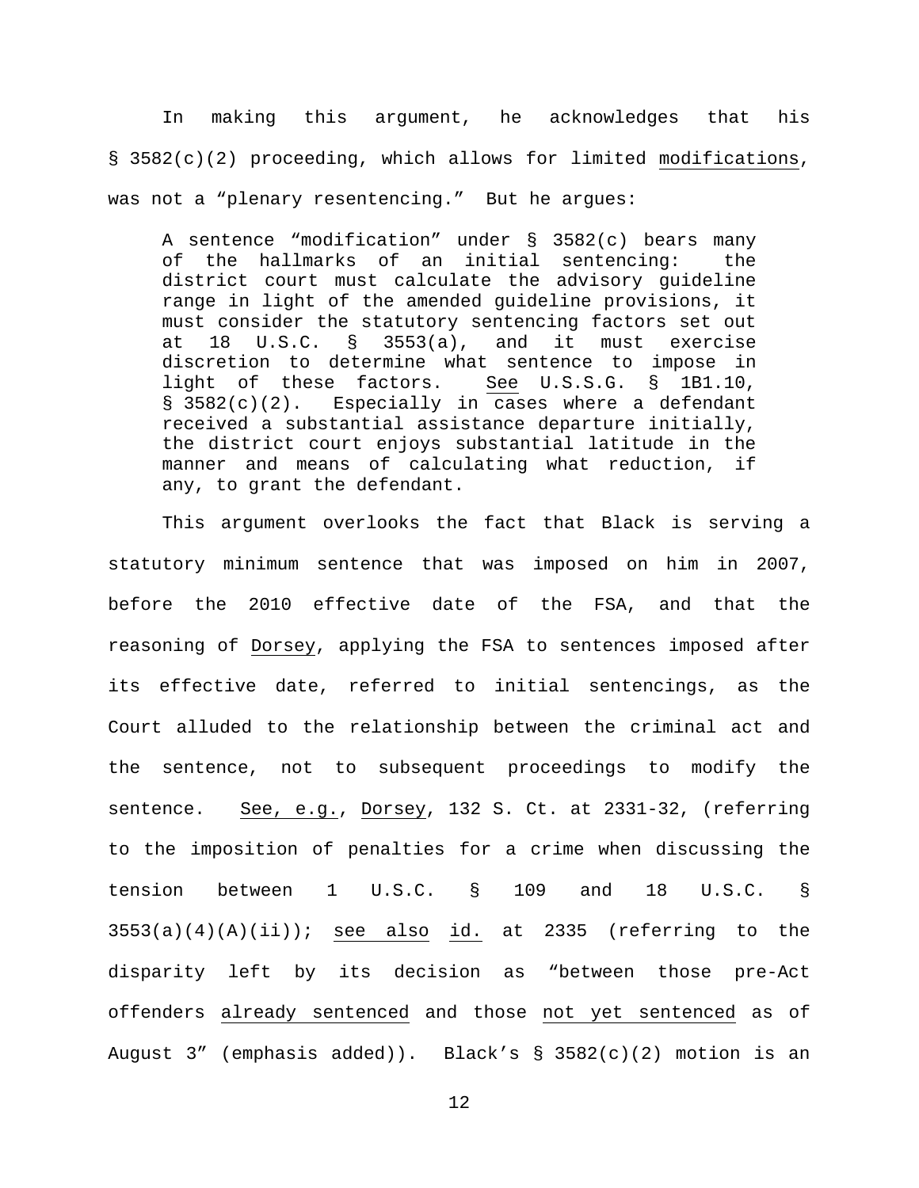In making this argument, he acknowledges that his § 3582(c)(2) proceeding, which allows for limited _modifications_, was not a "plenary resentencing." But he argues:

> A sentence "modification" under § 3582(c) bears many of the hallmarks of an initial sentencing: the district court must calculate the advisory guideline range in light of the amended guideline provisions, it must consider the statutory sentencing factors set out at 18 U.S.C. § 3553(a), and it must exercise discretion to determine what sentence to impose in light of these factors. _See_ U.S.S.G. § 1B1.10, § 3582(c)(2). Especially in cases where a defendant received a substantial assistance departure initially, the district court enjoys substantial latitude in the manner and means of calculating what reduction, if any, to grant the defendant.

This argument overlooks the fact that Black is serving a statutory minimum sentence that was imposed on him in 2007, before the 2010 effective date of the FSA, and that the reasoning of _Dorsey_, applying the FSA to sentences imposed after its effective date, referred to initial sentencings, as the Court alluded to the relationship between the criminal act and the sentence, not to subsequent proceedings to modify the sentence. _See, e.g._, _Dorsey_, 132 S. Ct. at 2331-32, (referring to the imposition of penalties for a crime when discussing the tension between 1 U.S.C. § 109 and 18 U.S.C. § 3553(a)(4)(A)(ii)); _see also_ _id._ at 2335 (referring to the disparity left by its decision as "between those pre-Act offenders _already sentenced_ and those _not yet sentenced_ as of August 3" (emphasis added)). Black's § 3582(c)(2) motion is an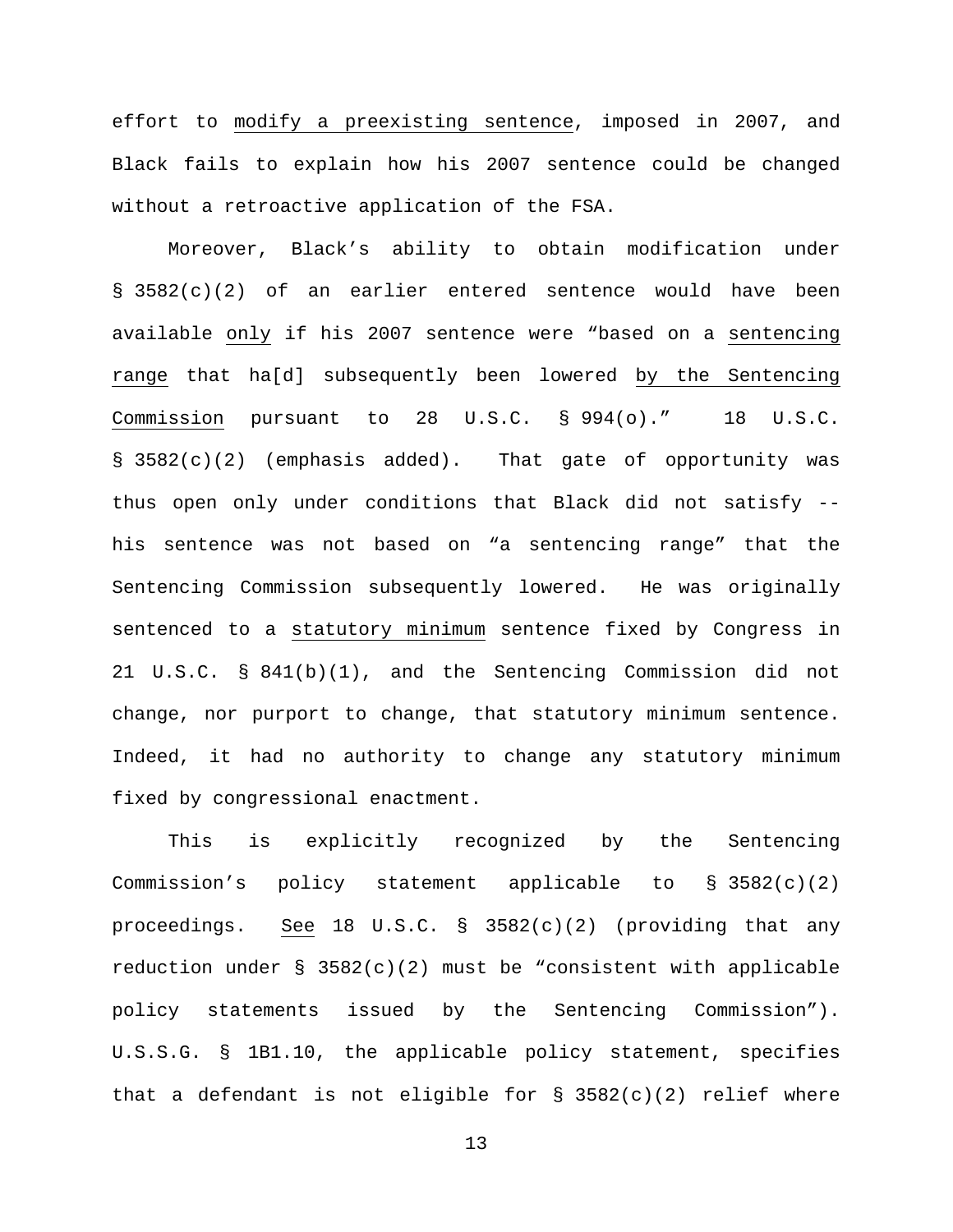effort to modify a preexisting sentence, imposed in 2007, and Black fails to explain how his 2007 sentence could be changed without a retroactive application of the FSA.

Moreover, Black's ability to obtain modification under § 3582(c)(2) of an earlier entered sentence would have been available only if his 2007 sentence were "based on a sentencing range that ha[d] subsequently been lowered by the Sentencing Commission pursuant to 28 U.S.C. § 994(o)." 18 U.S.C. § 3582(c)(2) (emphasis added). That gate of opportunity was thus open only under conditions that Black did not satisfy -- his sentence was not based on "a sentencing range" that the Sentencing Commission subsequently lowered. He was originally sentenced to a statutory minimum sentence fixed by Congress in 21 U.S.C. § 841(b)(1), and the Sentencing Commission did not change, nor purport to change, that statutory minimum sentence. Indeed, it had no authority to change any statutory minimum fixed by congressional enactment.

This is explicitly recognized by the Sentencing Commission's policy statement applicable to § 3582(c)(2) proceedings. See 18 U.S.C. § 3582(c)(2) (providing that any reduction under § 3582(c)(2) must be "consistent with applicable policy statements issued by the Sentencing Commission"). U.S.S.G. § 1B1.10, the applicable policy statement, specifies that a defendant is not eligible for § 3582(c)(2) relief where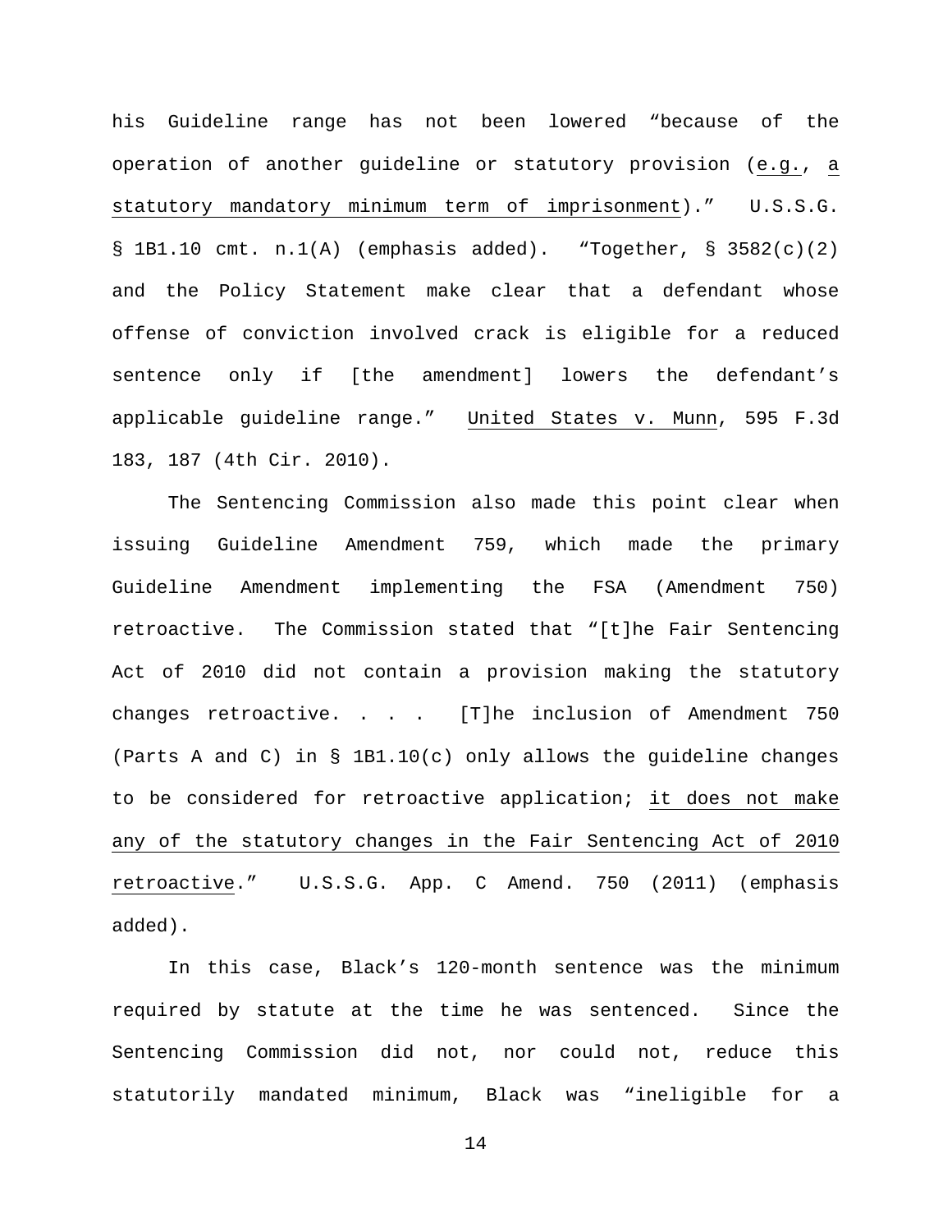his Guideline range has not been lowered "because of the operation of another guideline or statutory provision (e.g., a statutory mandatory minimum term of imprisonment)." U.S.S.G. § 1B1.10 cmt. n.1(A) (emphasis added). "Together, § 3582(c)(2) and the Policy Statement make clear that a defendant whose offense of conviction involved crack is eligible for a reduced sentence only if [the amendment] lowers the defendant's applicable guideline range." United States v. Munn, 595 F.3d 183, 187 (4th Cir. 2010).

The Sentencing Commission also made this point clear when issuing Guideline Amendment 759, which made the primary Guideline Amendment implementing the FSA (Amendment 750) retroactive. The Commission stated that "[t]he Fair Sentencing Act of 2010 did not contain a provision making the statutory changes retroactive. . . . [T]he inclusion of Amendment 750 (Parts A and C) in § 1B1.10(c) only allows the guideline changes to be considered for retroactive application; it does not make any of the statutory changes in the Fair Sentencing Act of 2010 retroactive." U.S.S.G. App. C Amend. 750 (2011) (emphasis added).

In this case, Black's 120-month sentence was the minimum required by statute at the time he was sentenced. Since the Sentencing Commission did not, nor could not, reduce this statutorily mandated minimum, Black was "ineligible for a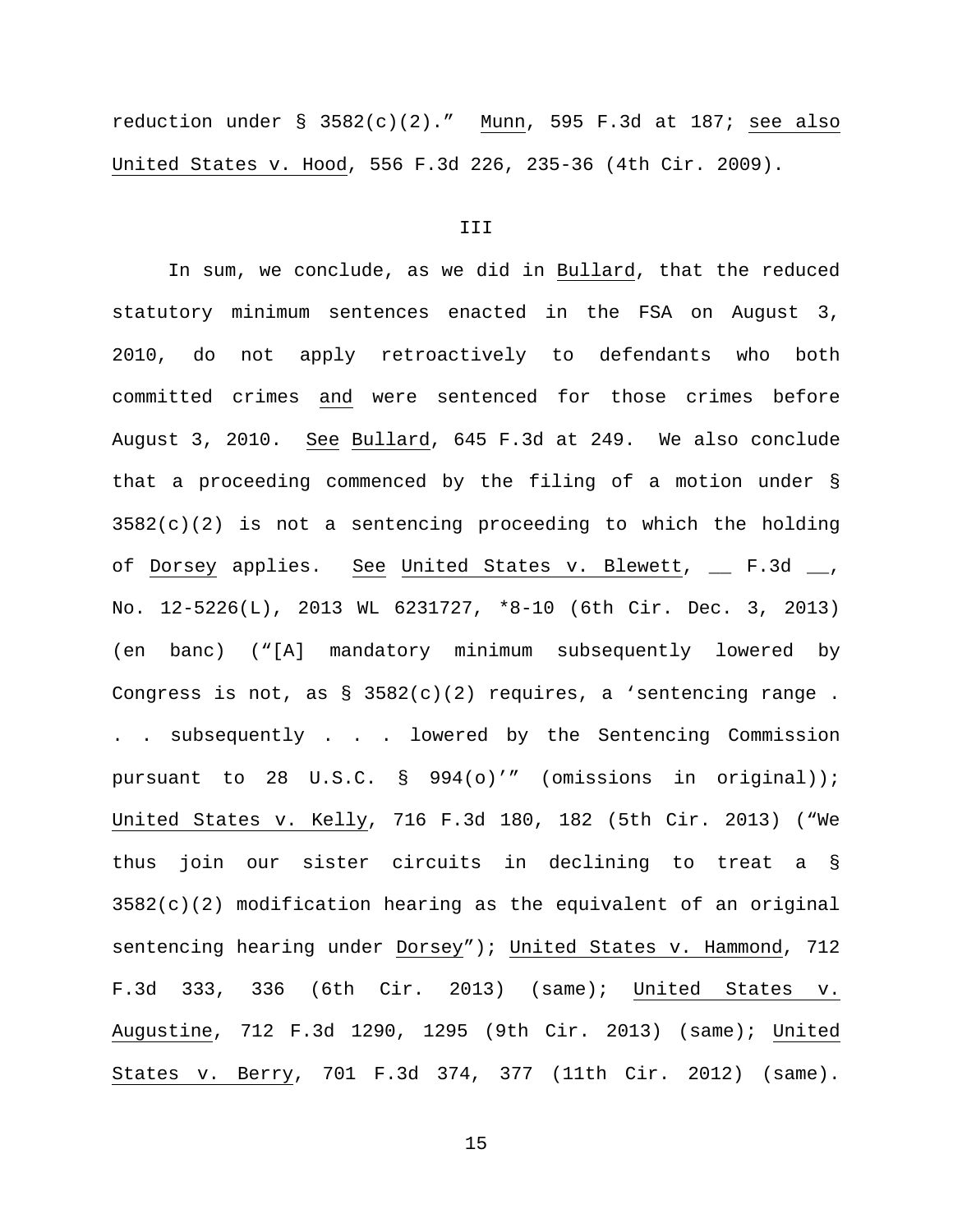reduction under § 3582(c)(2)." Munn, 595 F.3d at 187; see also United States v. Hood, 556 F.3d 226, 235-36 (4th Cir. 2009).

### III

In sum, we conclude, as we did in Bullard, that the reduced statutory minimum sentences enacted in the FSA on August 3, 2010, do not apply retroactively to defendants who both committed crimes and were sentenced for those crimes before August 3, 2010. See Bullard, 645 F.3d at 249. We also conclude that a proceeding commenced by the filing of a motion under § 3582(c)(2) is not a sentencing proceeding to which the holding of Dorsey applies. See United States v. Blewett, __ F.3d __, No. 12-5226(L), 2013 WL 6231727, *8-10 (6th Cir. Dec. 3, 2013) (en banc) ("[A] mandatory minimum subsequently lowered by Congress is not, as § 3582(c)(2) requires, a 'sentencing range . . . subsequently . . . lowered by the Sentencing Commission pursuant to 28 U.S.C. § 994(o)'" (omissions in original)); United States v. Kelly, 716 F.3d 180, 182 (5th Cir. 2013) ("We thus join our sister circuits in declining to treat a § 3582(c)(2) modification hearing as the equivalent of an original sentencing hearing under Dorsey"); United States v. Hammond, 712 F.3d 333, 336 (6th Cir. 2013) (same); United States v. Augustine, 712 F.3d 1290, 1295 (9th Cir. 2013) (same); United States v. Berry, 701 F.3d 374, 377 (11th Cir. 2012) (same).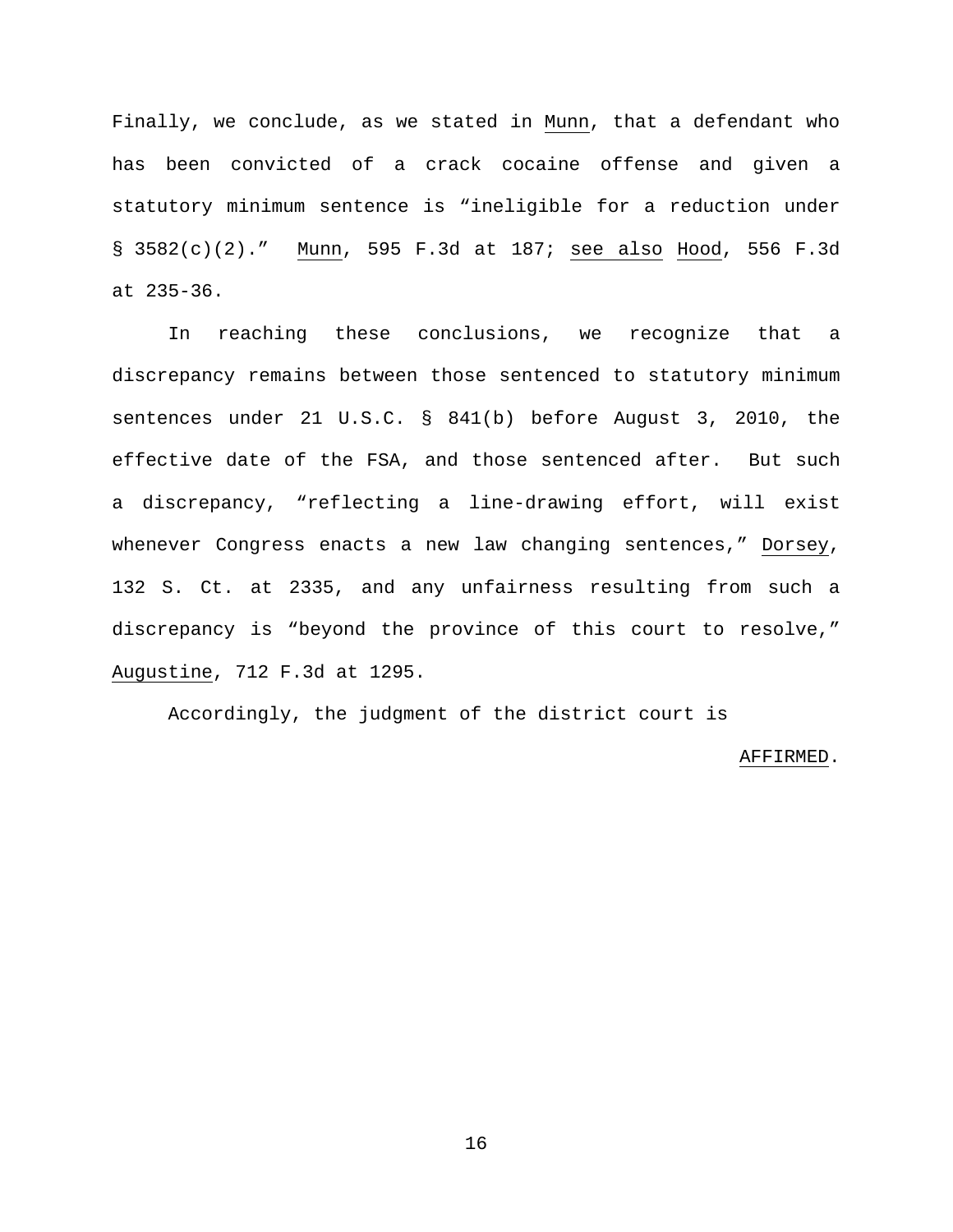Finally, we conclude, as we stated in _Munn_, that a defendant who has been convicted of a crack cocaine offense and given a statutory minimum sentence is "ineligible for a reduction under § 3582(c)(2)." _Munn_, 595 F.3d at 187; _see also_ _Hood_, 556 F.3d at 235-36.

In reaching these conclusions, we recognize that a discrepancy remains between those sentenced to statutory minimum sentences under 21 U.S.C. § 841(b) before August 3, 2010, the effective date of the FSA, and those sentenced after. But such a discrepancy, "reflecting a line-drawing effort, will exist whenever Congress enacts a new law changing sentences," _Dorsey_, 132 S. Ct. at 2335, and any unfairness resulting from such a discrepancy is "beyond the province of this court to resolve," _Augustine_, 712 F.3d at 1295.

Accordingly, the judgment of the district court is

_AFFIRMED_.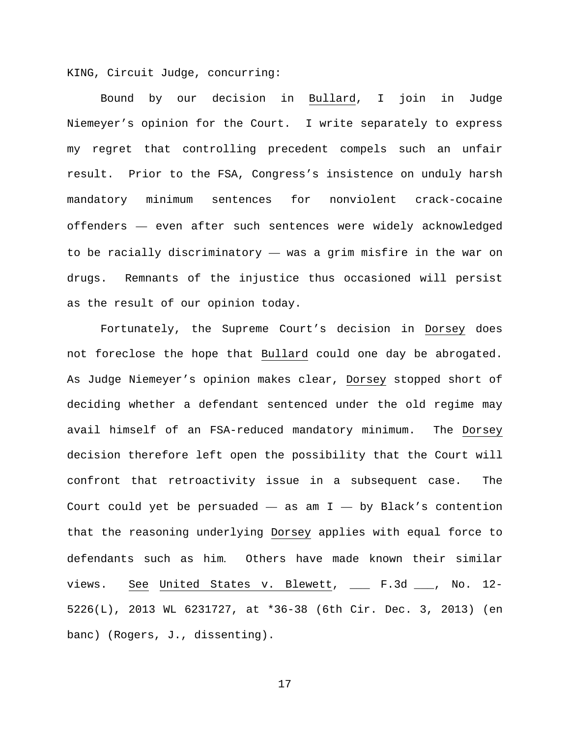KING, Circuit Judge, concurring:

Bound by our decision in Bullard, I join in Judge Niemeyer's opinion for the Court. I write separately to express my regret that controlling precedent compels such an unfair result. Prior to the FSA, Congress's insistence on unduly harsh mandatory minimum sentences for nonviolent crack-cocaine offenders — even after such sentences were widely acknowledged to be racially discriminatory — was a grim misfire in the war on drugs. Remnants of the injustice thus occasioned will persist as the result of our opinion today.

Fortunately, the Supreme Court's decision in Dorsey does not foreclose the hope that Bullard could one day be abrogated. As Judge Niemeyer's opinion makes clear, Dorsey stopped short of deciding whether a defendant sentenced under the old regime may avail himself of an FSA-reduced mandatory minimum. The Dorsey decision therefore left open the possibility that the Court will confront that retroactivity issue in a subsequent case. The Court could yet be persuaded — as am I — by Black's contention that the reasoning underlying Dorsey applies with equal force to defendants such as him. Others have made known their similar views. See United States v. Blewett, ___ F.3d ___, No. 12-5226(L), 2013 WL 6231727, at *36-38 (6th Cir. Dec. 3, 2013) (en banc) (Rogers, J., dissenting).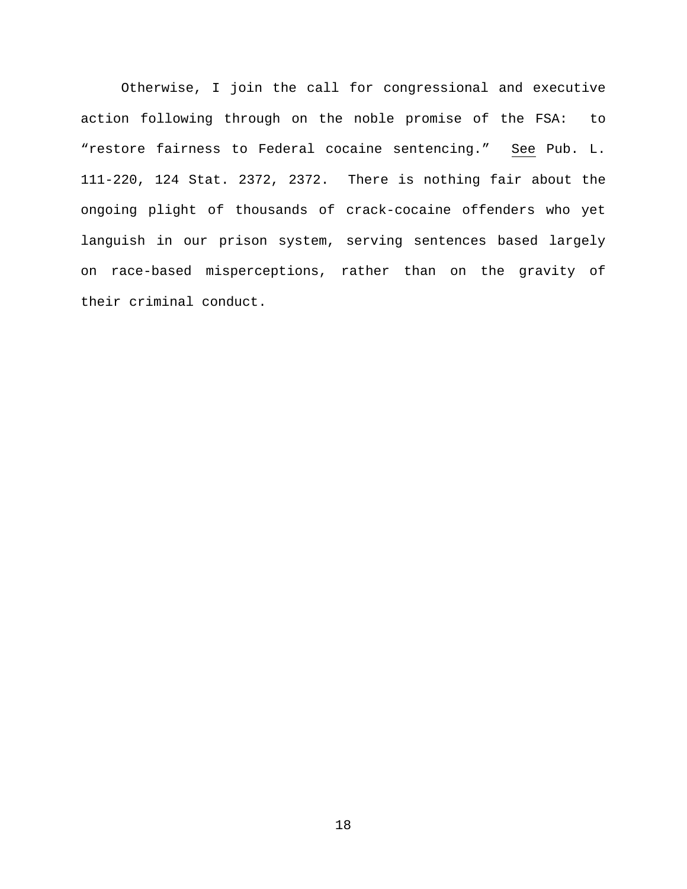Otherwise, I join the call for congressional and executive action following through on the noble promise of the FSA: to "restore fairness to Federal cocaine sentencing." See Pub. L. 111-220, 124 Stat. 2372, 2372. There is nothing fair about the ongoing plight of thousands of crack-cocaine offenders who yet languish in our prison system, serving sentences based largely on race-based misperceptions, rather than on the gravity of their criminal conduct.